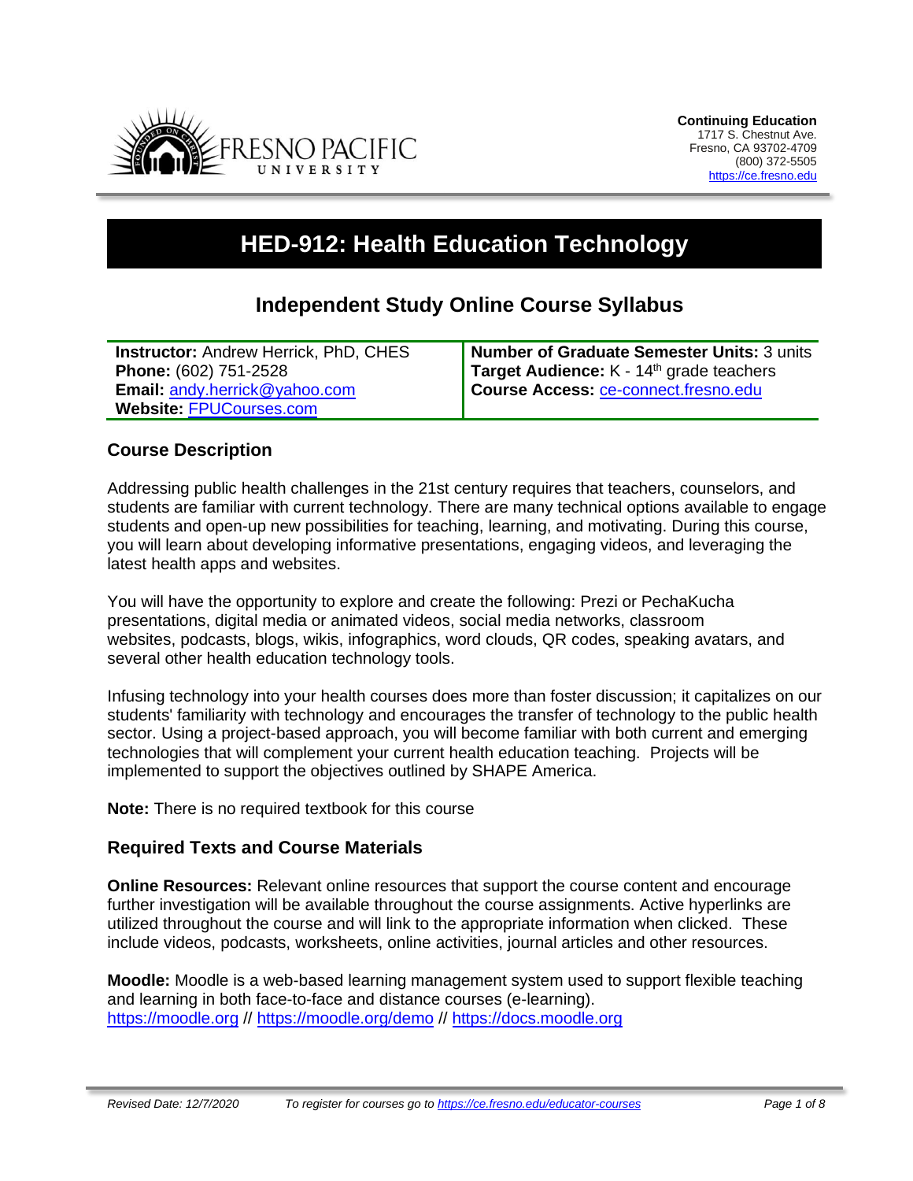**Continuing Education**
1717 S. Chestnut Ave.
Fresno, CA 93702-4709
(800) 372-5505
https://ce.fresno.edu

# HED-912: Health Education Technology

## Independent Study Online Course Syllabus

| **Instructor:** Andrew Herrick, PhD, CHES<br>**Phone:** (602) 751-2528<br>**Email:** andy.herrick@yahoo.com<br>**Website:** FPUCourses.com | **Number of Graduate Semester Units:** 3 units<br>**Target Audience:** K - 14th grade teachers<br>**Course Access:** ce-connect.fresno.edu |
|---|---|

### Course Description

Addressing public health challenges in the 21st century requires that teachers, counselors, and students are familiar with current technology. There are many technical options available to engage students and open-up new possibilities for teaching, learning, and motivating. During this course, you will learn about developing informative presentations, engaging videos, and leveraging the latest health apps and websites.

You will have the opportunity to explore and create the following: Prezi or PechaKucha presentations, digital media or animated videos, social media networks, classroom websites, podcasts, blogs, wikis, infographics, word clouds, QR codes, speaking avatars, and several other health education technology tools.

Infusing technology into your health courses does more than foster discussion; it capitalizes on our students' familiarity with technology and encourages the transfer of technology to the public health sector. Using a project-based approach, you will become familiar with both current and emerging technologies that will complement your current health education teaching. Projects will be implemented to support the objectives outlined by SHAPE America.

**Note:** There is no required textbook for this course

### Required Texts and Course Materials

**Online Resources:** Relevant online resources that support the course content and encourage further investigation will be available throughout the course assignments. Active hyperlinks are utilized throughout the course and will link to the appropriate information when clicked. These include videos, podcasts, worksheets, online activities, journal articles and other resources.

**Moodle:** Moodle is a web-based learning management system used to support flexible teaching and learning in both face-to-face and distance courses (e-learning).
https://moodle.org // https://moodle.org/demo // https://docs.moodle.org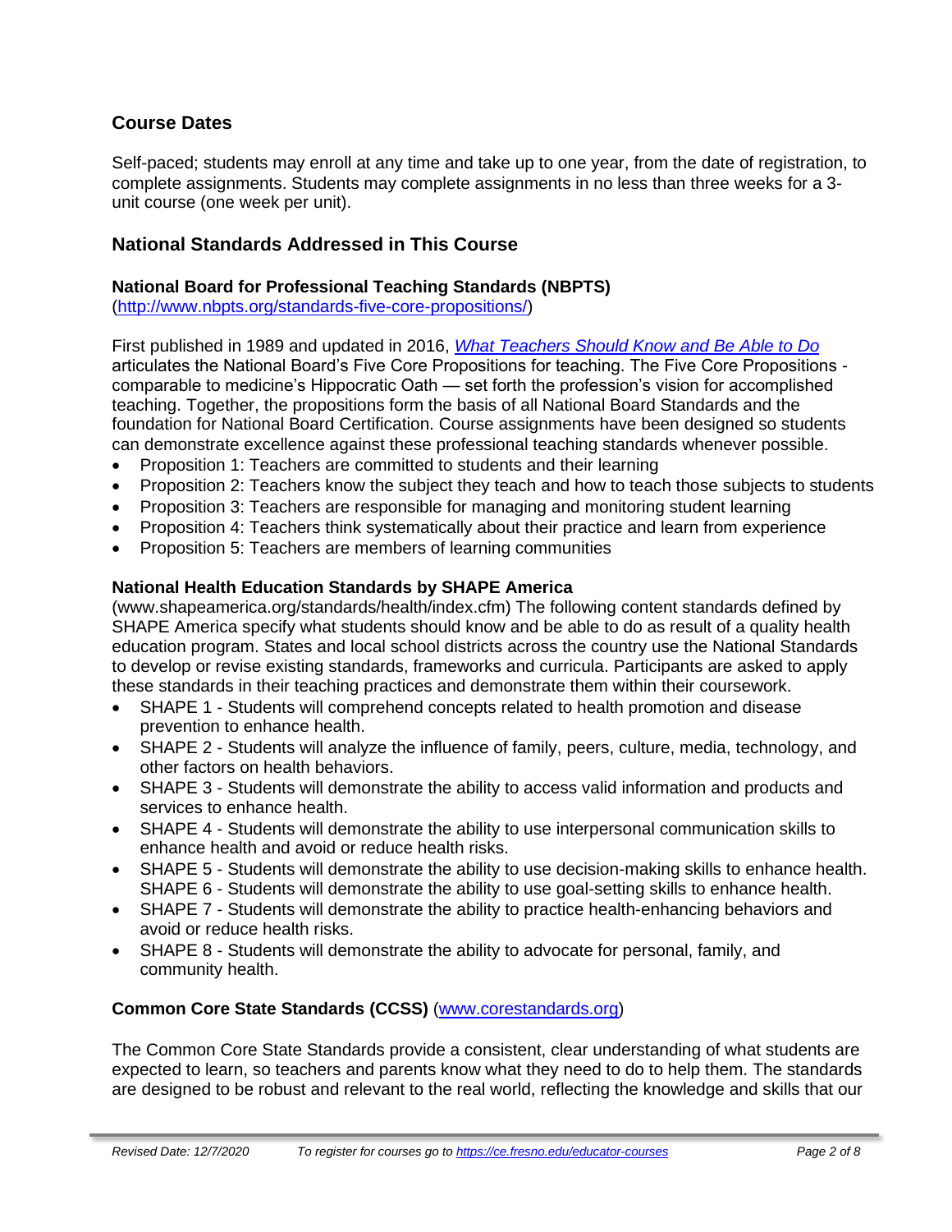## Course Dates

Self-paced; students may enroll at any time and take up to one year, from the date of registration, to complete assignments. Students may complete assignments in no less than three weeks for a 3-unit course (one week per unit).

## National Standards Addressed in This Course

### National Board for Professional Teaching Standards (NBPTS)

(http://www.nbpts.org/standards-five-core-propositions/)

First published in 1989 and updated in 2016, *What Teachers Should Know and Be Able to Do* articulates the National Board's Five Core Propositions for teaching. The Five Core Propositions - comparable to medicine's Hippocratic Oath — set forth the profession's vision for accomplished teaching. Together, the propositions form the basis of all National Board Standards and the foundation for National Board Certification. Course assignments have been designed so students can demonstrate excellence against these professional teaching standards whenever possible.

- Proposition 1: Teachers are committed to students and their learning
- Proposition 2: Teachers know the subject they teach and how to teach those subjects to students
- Proposition 3: Teachers are responsible for managing and monitoring student learning
- Proposition 4: Teachers think systematically about their practice and learn from experience
- Proposition 5: Teachers are members of learning communities

### National Health Education Standards by SHAPE America

(www.shapeamerica.org/standards/health/index.cfm) The following content standards defined by SHAPE America specify what students should know and be able to do as result of a quality health education program. States and local school districts across the country use the National Standards to develop or revise existing standards, frameworks and curricula. Participants are asked to apply these standards in their teaching practices and demonstrate them within their coursework.

- SHAPE 1 - Students will comprehend concepts related to health promotion and disease prevention to enhance health.
- SHAPE 2 - Students will analyze the influence of family, peers, culture, media, technology, and other factors on health behaviors.
- SHAPE 3 - Students will demonstrate the ability to access valid information and products and services to enhance health.
- SHAPE 4 - Students will demonstrate the ability to use interpersonal communication skills to enhance health and avoid or reduce health risks.
- SHAPE 5 - Students will demonstrate the ability to use decision-making skills to enhance health. SHAPE 6 - Students will demonstrate the ability to use goal-setting skills to enhance health.
- SHAPE 7 - Students will demonstrate the ability to practice health-enhancing behaviors and avoid or reduce health risks.
- SHAPE 8 - Students will demonstrate the ability to advocate for personal, family, and community health.

### Common Core State Standards (CCSS) (www.corestandards.org)

The Common Core State Standards provide a consistent, clear understanding of what students are expected to learn, so teachers and parents know what they need to do to help them. The standards are designed to be robust and relevant to the real world, reflecting the knowledge and skills that our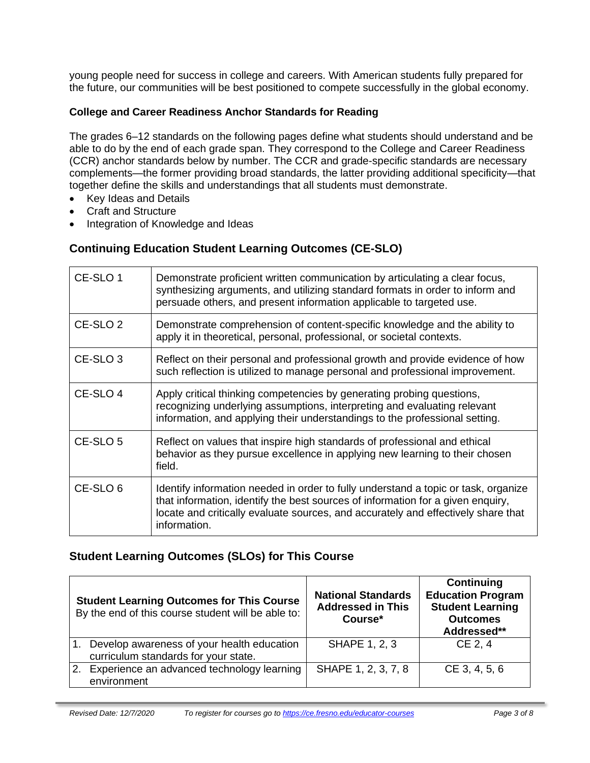young people need for success in college and careers. With American students fully prepared for the future, our communities will be best positioned to compete successfully in the global economy.

**College and Career Readiness Anchor Standards for Reading**

The grades 6–12 standards on the following pages define what students should understand and be able to do by the end of each grade span. They correspond to the College and Career Readiness (CCR) anchor standards below by number. The CCR and grade-specific standards are necessary complements—the former providing broad standards, the latter providing additional specificity—that together define the skills and understandings that all students must demonstrate.

- Key Ideas and Details
- Craft and Structure
- Integration of Knowledge and Ideas

## Continuing Education Student Learning Outcomes (CE-SLO)

| | |
|---|---|
| CE-SLO 1 | Demonstrate proficient written communication by articulating a clear focus, synthesizing arguments, and utilizing standard formats in order to inform and persuade others, and present information applicable to targeted use. |
| CE-SLO 2 | Demonstrate comprehension of content-specific knowledge and the ability to apply it in theoretical, personal, professional, or societal contexts. |
| CE-SLO 3 | Reflect on their personal and professional growth and provide evidence of how such reflection is utilized to manage personal and professional improvement. |
| CE-SLO 4 | Apply critical thinking competencies by generating probing questions, recognizing underlying assumptions, interpreting and evaluating relevant information, and applying their understandings to the professional setting. |
| CE-SLO 5 | Reflect on values that inspire high standards of professional and ethical behavior as they pursue excellence in applying new learning to their chosen field. |
| CE-SLO 6 | Identify information needed in order to fully understand a topic or task, organize that information, identify the best sources of information for a given enquiry, locate and critically evaluate sources, and accurately and effectively share that information. |

## Student Learning Outcomes (SLOs) for This Course

| **Student Learning Outcomes for This Course** By the end of this course student will be able to: | **National Standards Addressed in This Course*** | **Continuing Education Program Student Learning Outcomes Addressed**** |
|---|---|---|
| 1. Develop awareness of your health education curriculum standards for your state. | SHAPE 1, 2, 3 | CE 2, 4 |
| 2. Experience an advanced technology learning environment | SHAPE 1, 2, 3, 7, 8 | CE 3, 4, 5, 6 |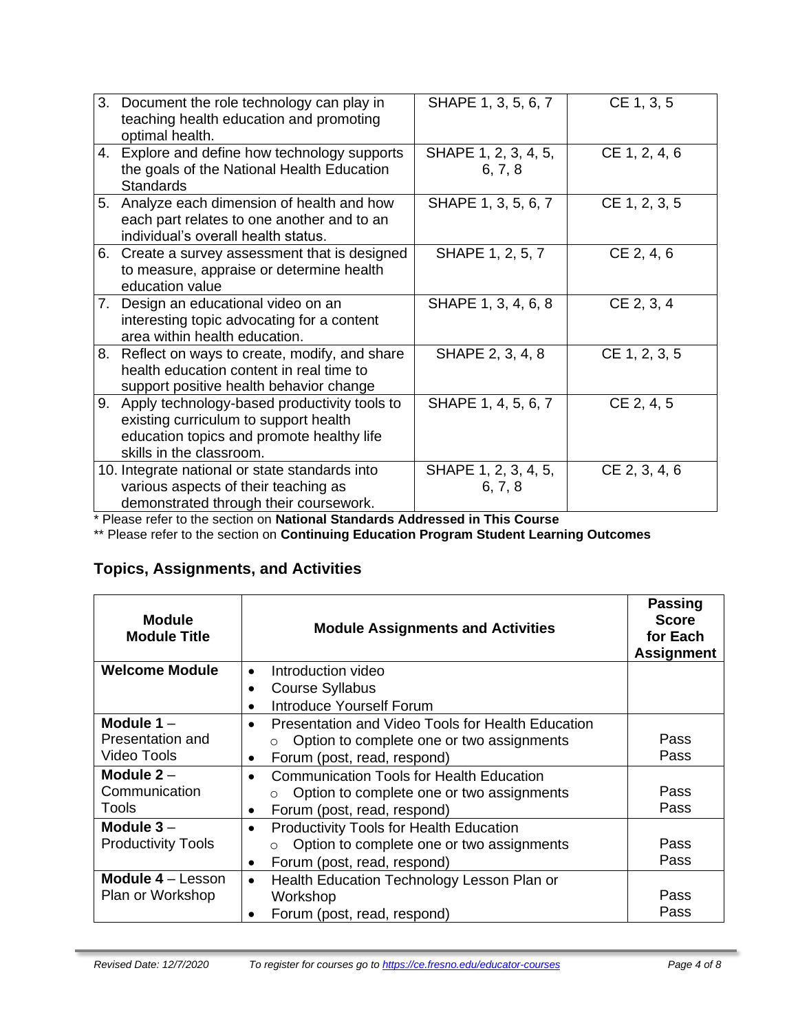| | | |
|---|---|---|
| 3. Document the role technology can play in teaching health education and promoting optimal health. | SHAPE 1, 3, 5, 6, 7 | CE 1, 3, 5 |
| 4. Explore and define how technology supports the goals of the National Health Education Standards | SHAPE 1, 2, 3, 4, 5, 6, 7, 8 | CE 1, 2, 4, 6 |
| 5. Analyze each dimension of health and how each part relates to one another and to an individual's overall health status. | SHAPE 1, 3, 5, 6, 7 | CE 1, 2, 3, 5 |
| 6. Create a survey assessment that is designed to measure, appraise or determine health education value | SHAPE 1, 2, 5, 7 | CE 2, 4, 6 |
| 7. Design an educational video on an interesting topic advocating for a content area within health education. | SHAPE 1, 3, 4, 6, 8 | CE 2, 3, 4 |
| 8. Reflect on ways to create, modify, and share health education content in real time to support positive health behavior change | SHAPE 2, 3, 4, 8 | CE 1, 2, 3, 5 |
| 9. Apply technology-based productivity tools to existing curriculum to support health education topics and promote healthy life skills in the classroom. | SHAPE 1, 4, 5, 6, 7 | CE 2, 4, 5 |
| 10. Integrate national or state standards into various aspects of their teaching as demonstrated through their coursework. | SHAPE 1, 2, 3, 4, 5, 6, 7, 8 | CE 2, 3, 4, 6 |

\* Please refer to the section on **National Standards Addressed in This Course**

\*\* Please refer to the section on **Continuing Education Program Student Learning Outcomes**

## Topics, Assignments, and Activities

| Module Module Title | Module Assignments and Activities | Passing Score for Each Assignment |
|---|---|---|
| **Welcome Module** | • Introduction video<br>• Course Syllabus<br>• Introduce Yourself Forum | |
| **Module 1** – Presentation and Video Tools | • Presentation and Video Tools for Health Education<br>  ○ Option to complete one or two assignments<br>• Forum (post, read, respond) | Pass<br>Pass |
| **Module 2** – Communication Tools | • Communication Tools for Health Education<br>  ○ Option to complete one or two assignments<br>• Forum (post, read, respond) | Pass<br>Pass |
| **Module 3** – Productivity Tools | • Productivity Tools for Health Education<br>  ○ Option to complete one or two assignments<br>• Forum (post, read, respond) | Pass<br>Pass |
| **Module 4** – Lesson Plan or Workshop | • Health Education Technology Lesson Plan or Workshop<br>• Forum (post, read, respond) | Pass<br>Pass |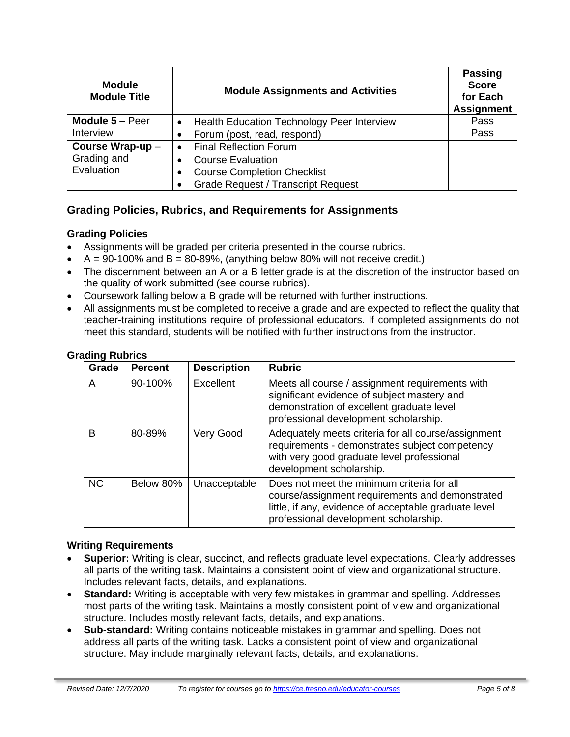| **Module**<br>**Module Title** | **Module Assignments and Activities** | **Passing Score for Each Assignment** |
|---|---|---|
| **Module 5** – Peer Interview | • Health Education Technology Peer Interview<br>• Forum (post, read, respond) | Pass<br>Pass |
| **Course Wrap-up** – Grading and Evaluation | • Final Reflection Forum<br>• Course Evaluation<br>• Course Completion Checklist<br>• Grade Request / Transcript Request | |

## Grading Policies, Rubrics, and Requirements for Assignments

### Grading Policies

- Assignments will be graded per criteria presented in the course rubrics.
- A = 90-100% and B = 80-89%, (anything below 80% will not receive credit.)
- The discernment between an A or a B letter grade is at the discretion of the instructor based on the quality of work submitted (see course rubrics).
- Coursework falling below a B grade will be returned with further instructions.
- All assignments must be completed to receive a grade and are expected to reflect the quality that teacher-training institutions require of professional educators. If completed assignments do not meet this standard, students will be notified with further instructions from the instructor.

### Grading Rubrics

| Grade | Percent | Description | Rubric |
|---|---|---|---|
| A | 90-100% | Excellent | Meets all course / assignment requirements with significant evidence of subject mastery and demonstration of excellent graduate level professional development scholarship. |
| B | 80-89% | Very Good | Adequately meets criteria for all course/assignment requirements - demonstrates subject competency with very good graduate level professional development scholarship. |
| NC | Below 80% | Unacceptable | Does not meet the minimum criteria for all course/assignment requirements and demonstrated little, if any, evidence of acceptable graduate level professional development scholarship. |

### Writing Requirements

- **Superior:** Writing is clear, succinct, and reflects graduate level expectations. Clearly addresses all parts of the writing task. Maintains a consistent point of view and organizational structure. Includes relevant facts, details, and explanations.
- **Standard:** Writing is acceptable with very few mistakes in grammar and spelling. Addresses most parts of the writing task. Maintains a mostly consistent point of view and organizational structure. Includes mostly relevant facts, details, and explanations.
- **Sub-standard:** Writing contains noticeable mistakes in grammar and spelling. Does not address all parts of the writing task. Lacks a consistent point of view and organizational structure. May include marginally relevant facts, details, and explanations.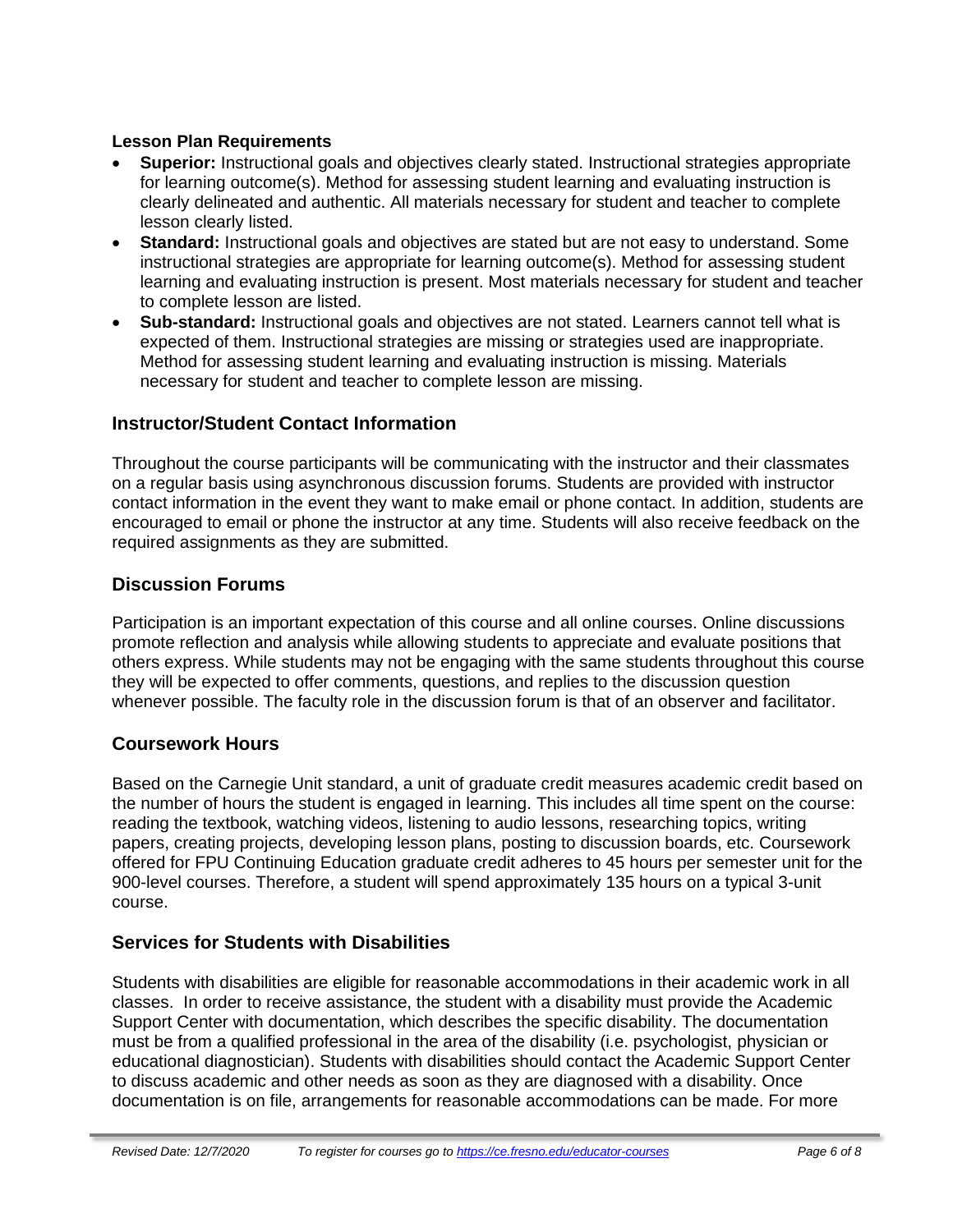#### Lesson Plan Requirements

- **Superior:** Instructional goals and objectives clearly stated. Instructional strategies appropriate for learning outcome(s). Method for assessing student learning and evaluating instruction is clearly delineated and authentic. All materials necessary for student and teacher to complete lesson clearly listed.
- **Standard:** Instructional goals and objectives are stated but are not easy to understand. Some instructional strategies are appropriate for learning outcome(s). Method for assessing student learning and evaluating instruction is present. Most materials necessary for student and teacher to complete lesson are listed.
- **Sub-standard:** Instructional goals and objectives are not stated. Learners cannot tell what is expected of them. Instructional strategies are missing or strategies used are inappropriate. Method for assessing student learning and evaluating instruction is missing. Materials necessary for student and teacher to complete lesson are missing.

### Instructor/Student Contact Information

Throughout the course participants will be communicating with the instructor and their classmates on a regular basis using asynchronous discussion forums. Students are provided with instructor contact information in the event they want to make email or phone contact. In addition, students are encouraged to email or phone the instructor at any time. Students will also receive feedback on the required assignments as they are submitted.

### Discussion Forums

Participation is an important expectation of this course and all online courses. Online discussions promote reflection and analysis while allowing students to appreciate and evaluate positions that others express. While students may not be engaging with the same students throughout this course they will be expected to offer comments, questions, and replies to the discussion question whenever possible. The faculty role in the discussion forum is that of an observer and facilitator.

### Coursework Hours

Based on the Carnegie Unit standard, a unit of graduate credit measures academic credit based on the number of hours the student is engaged in learning. This includes all time spent on the course: reading the textbook, watching videos, listening to audio lessons, researching topics, writing papers, creating projects, developing lesson plans, posting to discussion boards, etc. Coursework offered for FPU Continuing Education graduate credit adheres to 45 hours per semester unit for the 900-level courses. Therefore, a student will spend approximately 135 hours on a typical 3-unit course.

### Services for Students with Disabilities

Students with disabilities are eligible for reasonable accommodations in their academic work in all classes. In order to receive assistance, the student with a disability must provide the Academic Support Center with documentation, which describes the specific disability. The documentation must be from a qualified professional in the area of the disability (i.e. psychologist, physician or educational diagnostician). Students with disabilities should contact the Academic Support Center to discuss academic and other needs as soon as they are diagnosed with a disability. Once documentation is on file, arrangements for reasonable accommodations can be made. For more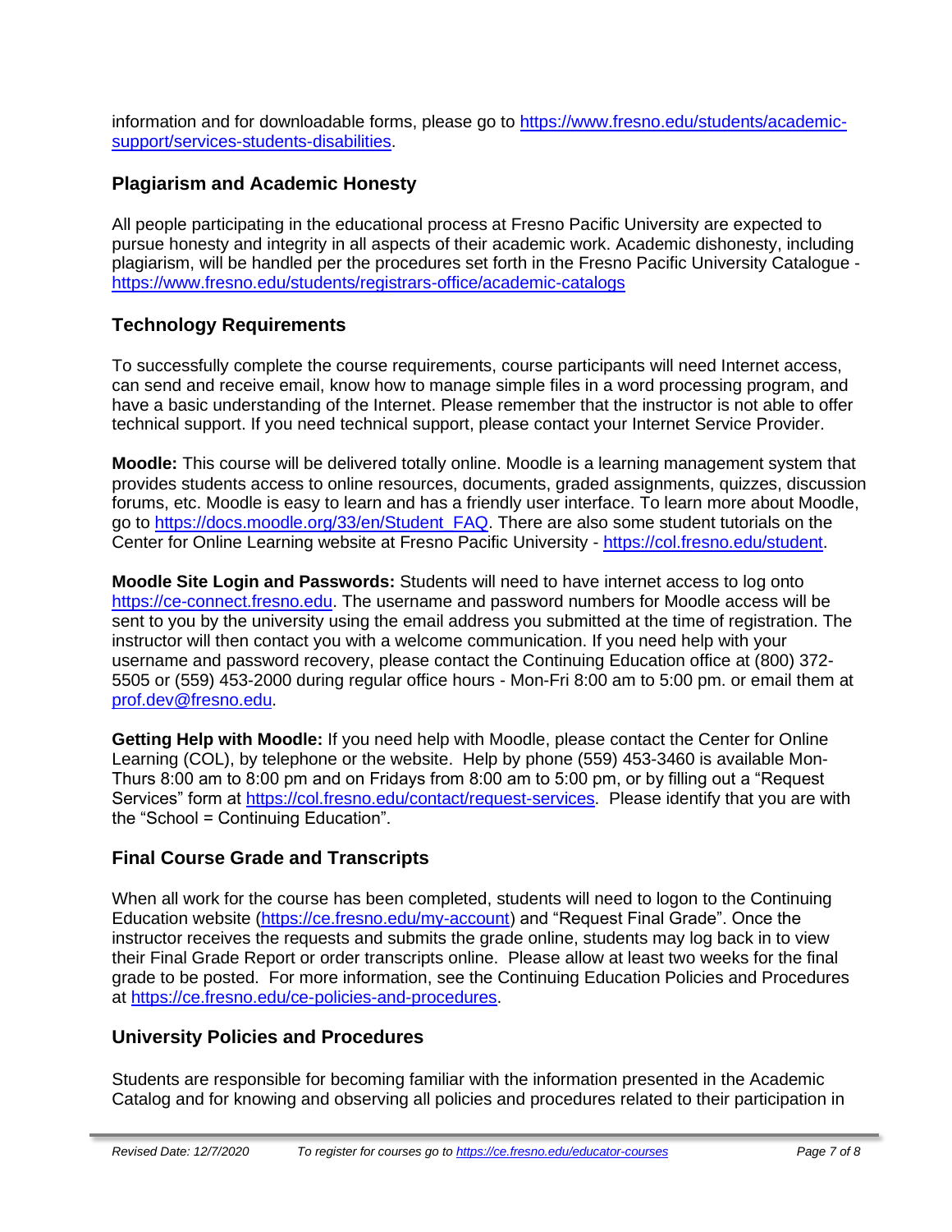information and for downloadable forms, please go to [https://www.fresno.edu/students/academic-support/services-students-disabilities](https://www.fresno.edu/students/academic-support/services-students-disabilities).

## Plagiarism and Academic Honesty

All people participating in the educational process at Fresno Pacific University are expected to pursue honesty and integrity in all aspects of their academic work. Academic dishonesty, including plagiarism, will be handled per the procedures set forth in the Fresno Pacific University Catalogue - [https://www.fresno.edu/students/registrars-office/academic-catalogs](https://www.fresno.edu/students/registrars-office/academic-catalogs)

## Technology Requirements

To successfully complete the course requirements, course participants will need Internet access, can send and receive email, know how to manage simple files in a word processing program, and have a basic understanding of the Internet. Please remember that the instructor is not able to offer technical support. If you need technical support, please contact your Internet Service Provider.

**Moodle:** This course will be delivered totally online. Moodle is a learning management system that provides students access to online resources, documents, graded assignments, quizzes, discussion forums, etc. Moodle is easy to learn and has a friendly user interface. To learn more about Moodle, go to [https://docs.moodle.org/33/en/Student_FAQ](https://docs.moodle.org/33/en/Student_FAQ). There are also some student tutorials on the Center for Online Learning website at Fresno Pacific University - [https://col.fresno.edu/student](https://col.fresno.edu/student).

**Moodle Site Login and Passwords:** Students will need to have internet access to log onto [https://ce-connect.fresno.edu](https://ce-connect.fresno.edu). The username and password numbers for Moodle access will be sent to you by the university using the email address you submitted at the time of registration. The instructor will then contact you with a welcome communication. If you need help with your username and password recovery, please contact the Continuing Education office at (800) 372-5505 or (559) 453-2000 during regular office hours - Mon-Fri 8:00 am to 5:00 pm. or email them at [prof.dev@fresno.edu](mailto:prof.dev@fresno.edu).

**Getting Help with Moodle:** If you need help with Moodle, please contact the Center for Online Learning (COL), by telephone or the website. Help by phone (559) 453-3460 is available Mon-Thurs 8:00 am to 8:00 pm and on Fridays from 8:00 am to 5:00 pm, or by filling out a "Request Services" form at [https://col.fresno.edu/contact/request-services](https://col.fresno.edu/contact/request-services). Please identify that you are with the "School = Continuing Education".

## Final Course Grade and Transcripts

When all work for the course has been completed, students will need to logon to the Continuing Education website ([https://ce.fresno.edu/my-account](https://ce.fresno.edu/my-account)) and "Request Final Grade". Once the instructor receives the requests and submits the grade online, students may log back in to view their Final Grade Report or order transcripts online. Please allow at least two weeks for the final grade to be posted. For more information, see the Continuing Education Policies and Procedures at [https://ce.fresno.edu/ce-policies-and-procedures](https://ce.fresno.edu/ce-policies-and-procedures).

## University Policies and Procedures

Students are responsible for becoming familiar with the information presented in the Academic Catalog and for knowing and observing all policies and procedures related to their participation in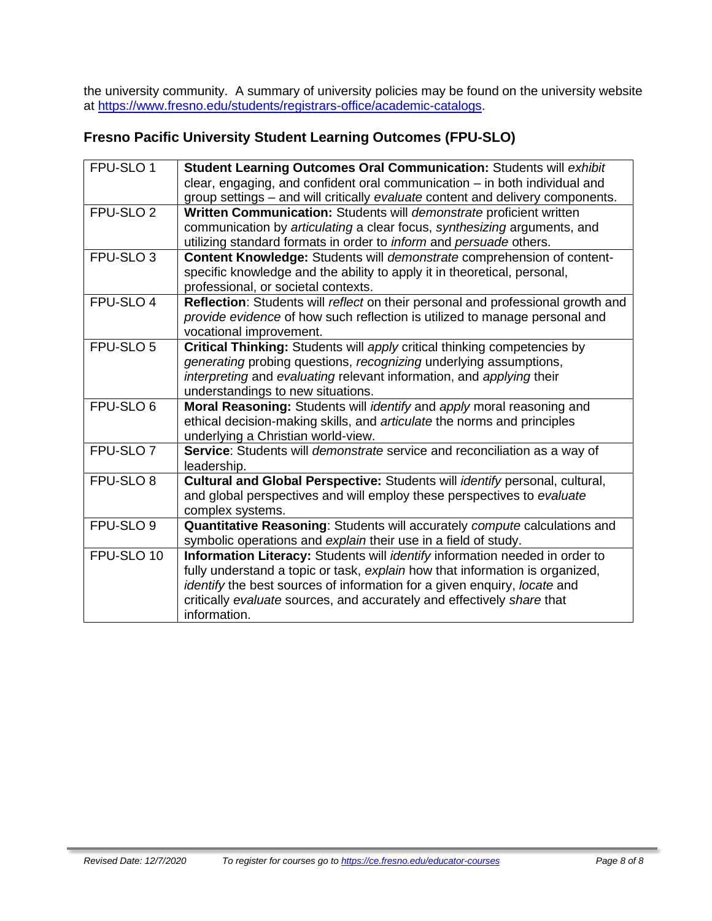the university community. A summary of university policies may be found on the university website at [https://www.fresno.edu/students/registrars-office/academic-catalogs](https://www.fresno.edu/students/registrars-office/academic-catalogs).

## Fresno Pacific University Student Learning Outcomes (FPU-SLO)

| | |
|---|---|
| FPU-SLO 1 | **Student Learning Outcomes Oral Communication:** Students will *exhibit* clear, engaging, and confident oral communication – in both individual and group settings – and will critically *evaluate* content and delivery components. |
| FPU-SLO 2 | **Written Communication:** Students will *demonstrate* proficient written communication by *articulating* a clear focus, *synthesizing* arguments, and utilizing standard formats in order to *inform* and *persuade* others. |
| FPU-SLO 3 | **Content Knowledge:** Students will *demonstrate* comprehension of content-specific knowledge and the ability to apply it in theoretical, personal, professional, or societal contexts. |
| FPU-SLO 4 | **Reflection**: Students will *reflect* on their personal and professional growth and *provide evidence* of how such reflection is utilized to manage personal and vocational improvement. |
| FPU-SLO 5 | **Critical Thinking:** Students will *apply* critical thinking competencies by *generating* probing questions, *recognizing* underlying assumptions, *interpreting* and *evaluating* relevant information, and *applying* their understandings to new situations. |
| FPU-SLO 6 | **Moral Reasoning:** Students will *identify* and *apply* moral reasoning and ethical decision-making skills, and *articulate* the norms and principles underlying a Christian world-view. |
| FPU-SLO 7 | **Service**: Students will *demonstrate* service and reconciliation as a way of leadership. |
| FPU-SLO 8 | **Cultural and Global Perspective:** Students will *identify* personal, cultural, and global perspectives and will employ these perspectives to *evaluate* complex systems. |
| FPU-SLO 9 | **Quantitative Reasoning**: Students will accurately *compute* calculations and symbolic operations and *explain* their use in a field of study. |
| FPU-SLO 10 | **Information Literacy:** Students will *identify* information needed in order to fully understand a topic or task, *explain* how that information is organized, *identify* the best sources of information for a given enquiry, *locate* and critically *evaluate* sources, and accurately and effectively *share* that information. |